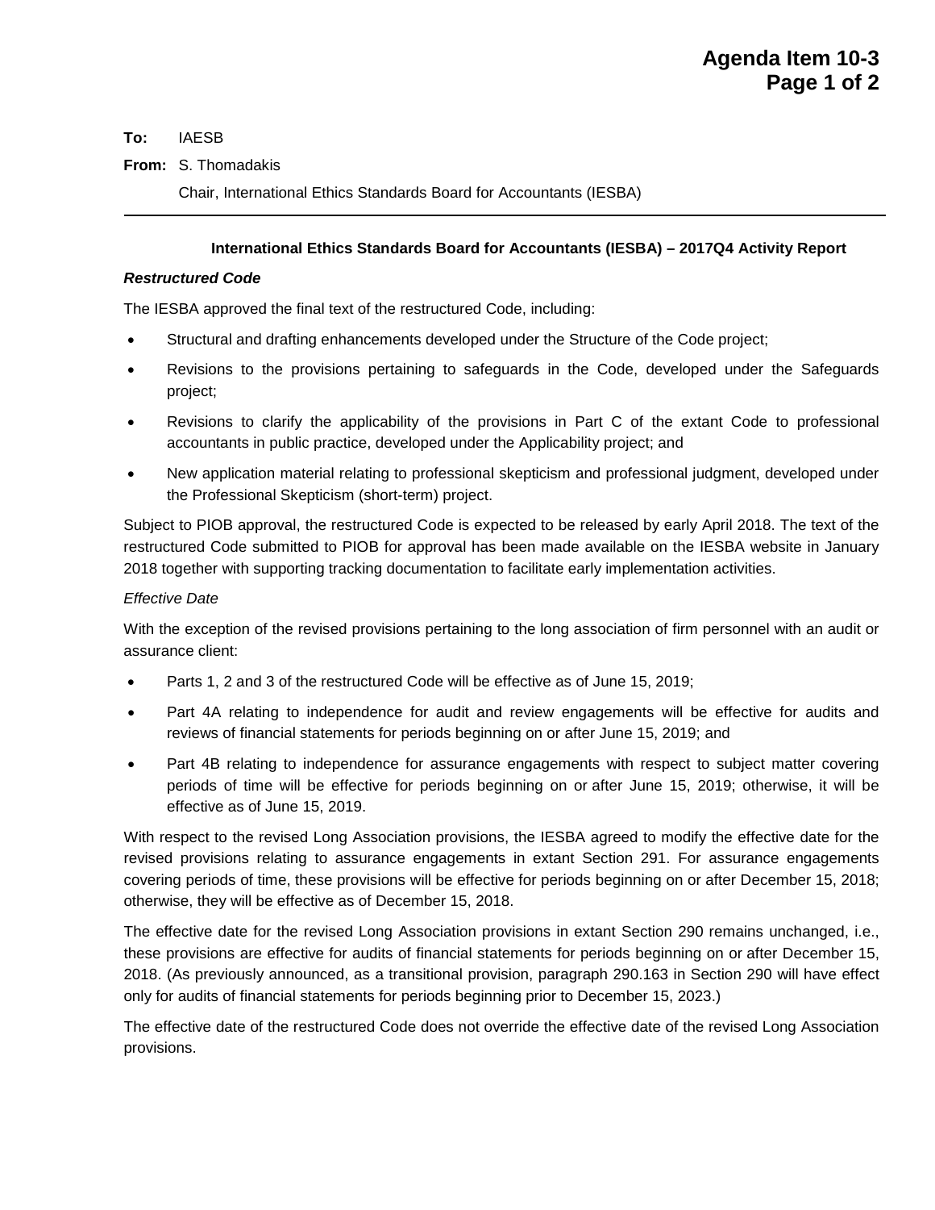**Agenda Item 10-3**

**To:** IAESB

**From:** S. Thomadakis

Chair, International Ethics Standards Board for Accountants (IESBA)

---

## International Ethics Standards Board for Accountants (IESBA) – 2017Q4 Activity Report

### *Restructured Code*

The IESBA approved the final text of the restructured Code, including:

- Structural and drafting enhancements developed under the Structure of the Code project;
- Revisions to the provisions pertaining to safeguards in the Code, developed under the Safeguards project;
- Revisions to clarify the applicability of the provisions in Part C of the extant Code to professional accountants in public practice, developed under the Applicability project; and
- New application material relating to professional skepticism and professional judgment, developed under the Professional Skepticism (short-term) project.

Subject to PIOB approval, the restructured Code is expected to be released by early April 2018. The text of the restructured Code submitted to PIOB for approval has been made available on the IESBA website in January 2018 together with supporting tracking documentation to facilitate early implementation activities.

*Effective Date*

With the exception of the revised provisions pertaining to the long association of firm personnel with an audit or assurance client:

- Parts 1, 2 and 3 of the restructured Code will be effective as of June 15, 2019;
- Part 4A relating to independence for audit and review engagements will be effective for audits and reviews of financial statements for periods beginning on or after June 15, 2019; and
- Part 4B relating to independence for assurance engagements with respect to subject matter covering periods of time will be effective for periods beginning on or after June 15, 2019; otherwise, it will be effective as of June 15, 2019.

With respect to the revised Long Association provisions, the IESBA agreed to modify the effective date for the revised provisions relating to assurance engagements in extant Section 291. For assurance engagements covering periods of time, these provisions will be effective for periods beginning on or after December 15, 2018; otherwise, they will be effective as of December 15, 2018.

The effective date for the revised Long Association provisions in extant Section 290 remains unchanged, i.e., these provisions are effective for audits of financial statements for periods beginning on or after December 15, 2018. (As previously announced, as a transitional provision, paragraph 290.163 in Section 290 will have effect only for audits of financial statements for periods beginning prior to December 15, 2023.)

The effective date of the restructured Code does not override the effective date of the revised Long Association provisions.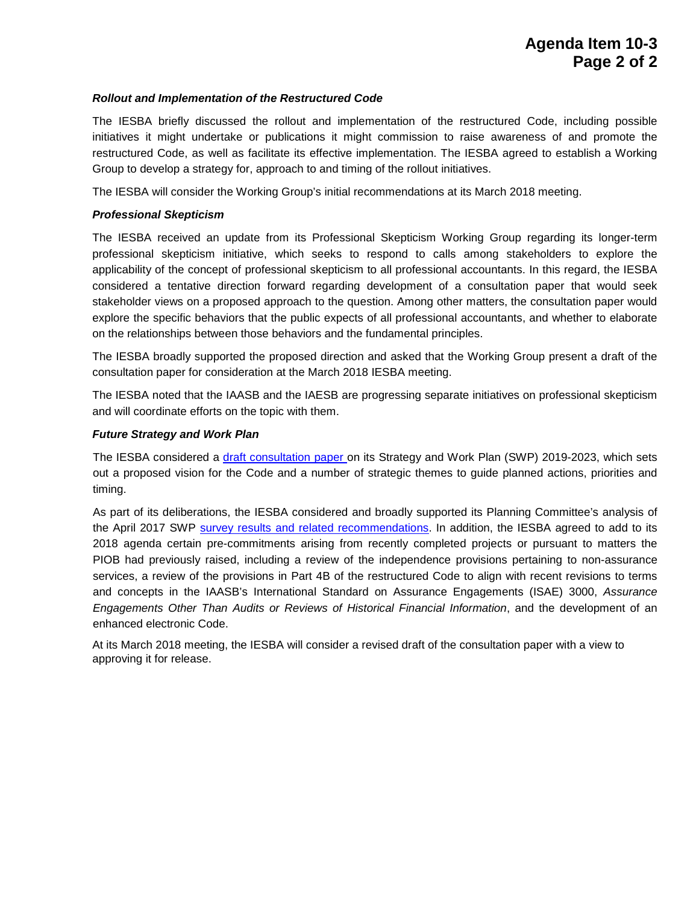***Rollout and Implementation of the Restructured Code***

The IESBA briefly discussed the rollout and implementation of the restructured Code, including possible initiatives it might undertake or publications it might commission to raise awareness of and promote the restructured Code, as well as facilitate its effective implementation. The IESBA agreed to establish a Working Group to develop a strategy for, approach to and timing of the rollout initiatives.

The IESBA will consider the Working Group's initial recommendations at its March 2018 meeting.

***Professional Skepticism***

The IESBA received an update from its Professional Skepticism Working Group regarding its longer-term professional skepticism initiative, which seeks to respond to calls among stakeholders to explore the applicability of the concept of professional skepticism to all professional accountants. In this regard, the IESBA considered a tentative direction forward regarding development of a consultation paper that would seek stakeholder views on a proposed approach to the question. Among other matters, the consultation paper would explore the specific behaviors that the public expects of all professional accountants, and whether to elaborate on the relationships between those behaviors and the fundamental principles.

The IESBA broadly supported the proposed direction and asked that the Working Group present a draft of the consultation paper for consideration at the March 2018 IESBA meeting.

The IESBA noted that the IAASB and the IAESB are progressing separate initiatives on professional skepticism and will coordinate efforts on the topic with them.

***Future Strategy and Work Plan***

The IESBA considered a draft consultation paper on its Strategy and Work Plan (SWP) 2019-2023, which sets out a proposed vision for the Code and a number of strategic themes to guide planned actions, priorities and timing.

As part of its deliberations, the IESBA considered and broadly supported its Planning Committee's analysis of the April 2017 SWP survey results and related recommendations. In addition, the IESBA agreed to add to its 2018 agenda certain pre-commitments arising from recently completed projects or pursuant to matters the PIOB had previously raised, including a review of the independence provisions pertaining to non-assurance services, a review of the provisions in Part 4B of the restructured Code to align with recent revisions to terms and concepts in the IAASB's International Standard on Assurance Engagements (ISAE) 3000, *Assurance Engagements Other Than Audits or Reviews of Historical Financial Information*, and the development of an enhanced electronic Code.

At its March 2018 meeting, the IESBA will consider a revised draft of the consultation paper with a view to approving it for release.